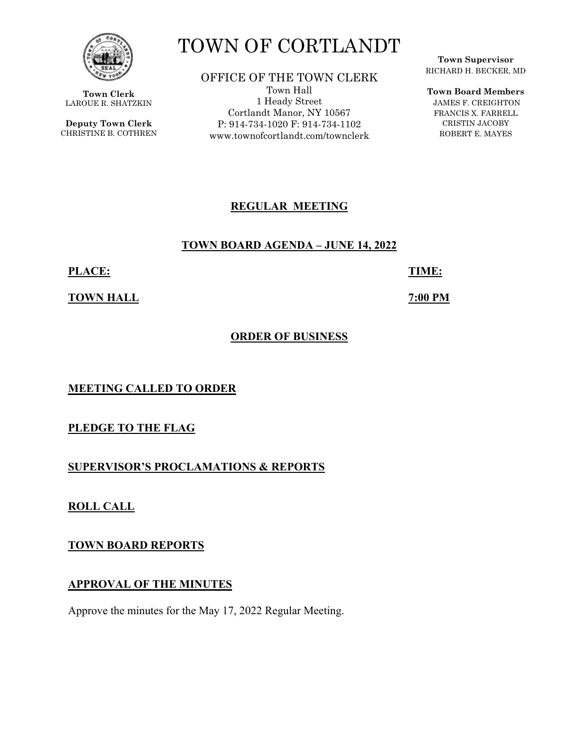# TOWN OF CORTLANDT

**Town Clerk**
LAROUE R. SHATZKIN

**Deputy Town Clerk**
CHRISTINE B. COTHREN

OFFICE OF THE TOWN CLERK
Town Hall
1 Heady Street
Cortlandt Manor, NY 10567
P: 914-734-1020 F: 914-734-1102
www.townofcortlandt.com/townclerk

**Town Supervisor**
RICHARD H. BECKER, MD

**Town Board Members**
JAMES F. CREIGHTON
FRANCIS X. FARRELL
CRISTIN JACOBY
ROBERT E. MAYES

## REGULAR MEETING

## TOWN BOARD AGENDA – JUNE 14, 2022

**PLACE:** **TOWN HALL**

**TIME:** **7:00 PM**

## ORDER OF BUSINESS

**MEETING CALLED TO ORDER**

**PLEDGE TO THE FLAG**

**SUPERVISOR'S PROCLAMATIONS & REPORTS**

**ROLL CALL**

**TOWN BOARD REPORTS**

**APPROVAL OF THE MINUTES**

Approve the minutes for the May 17, 2022 Regular Meeting.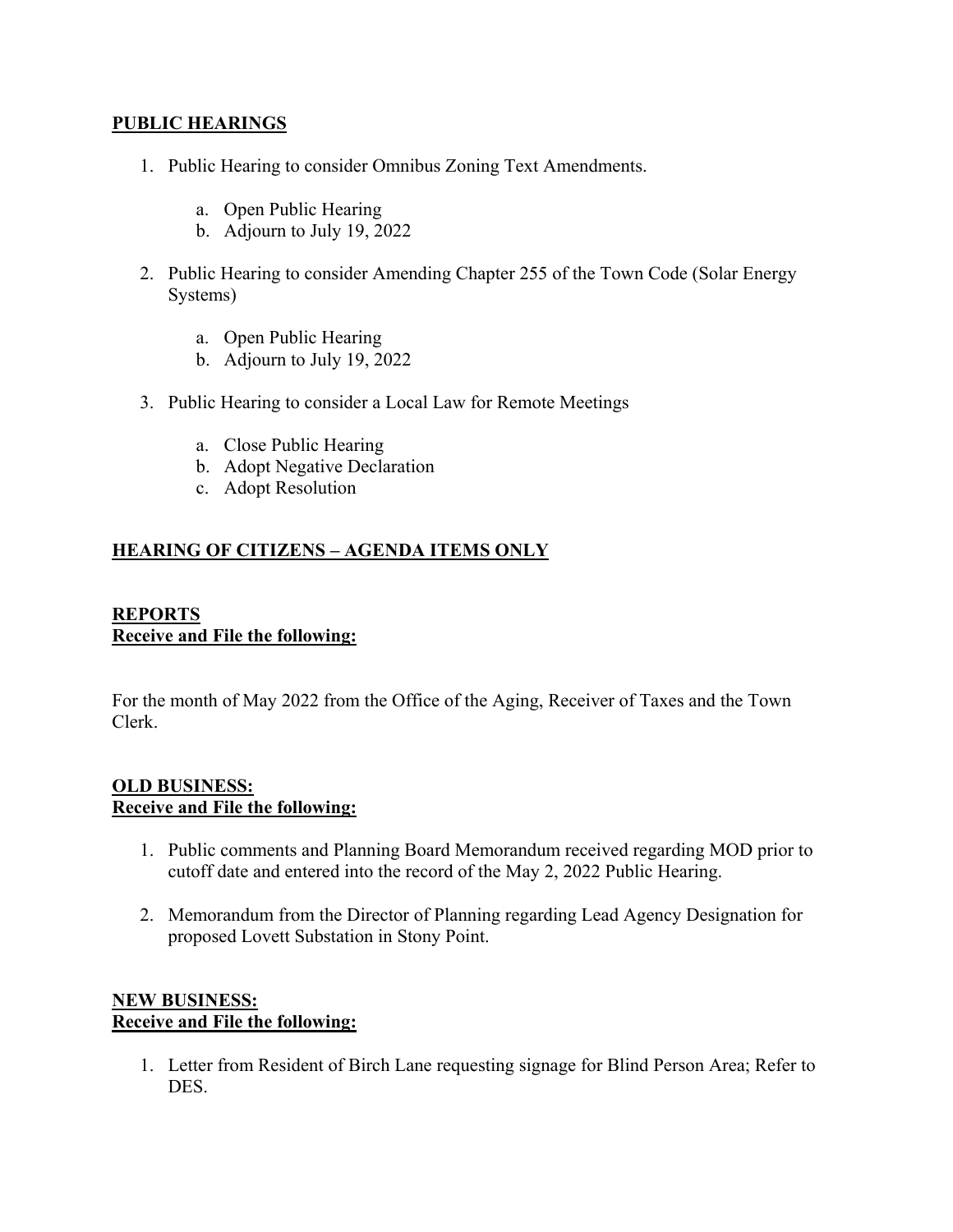## **PUBLIC HEARINGS**

1. Public Hearing to consider Omnibus Zoning Text Amendments.

    a. Open Public Hearing
    b. Adjourn to July 19, 2022

2. Public Hearing to consider Amending Chapter 255 of the Town Code (Solar Energy Systems)

    a. Open Public Hearing
    b. Adjourn to July 19, 2022

3. Public Hearing to consider a Local Law for Remote Meetings

    a. Close Public Hearing
    b. Adopt Negative Declaration
    c. Adopt Resolution

## **HEARING OF CITIZENS – AGENDA ITEMS ONLY**

## **REPORTS**
**Receive and File the following:**

For the month of May 2022 from the Office of the Aging, Receiver of Taxes and the Town Clerk.

## **OLD BUSINESS:**
**Receive and File the following:**

1. Public comments and Planning Board Memorandum received regarding MOD prior to cutoff date and entered into the record of the May 2, 2022 Public Hearing.

2. Memorandum from the Director of Planning regarding Lead Agency Designation for proposed Lovett Substation in Stony Point.

## **NEW BUSINESS:**
**Receive and File the following:**

1. Letter from Resident of Birch Lane requesting signage for Blind Person Area; Refer to DES.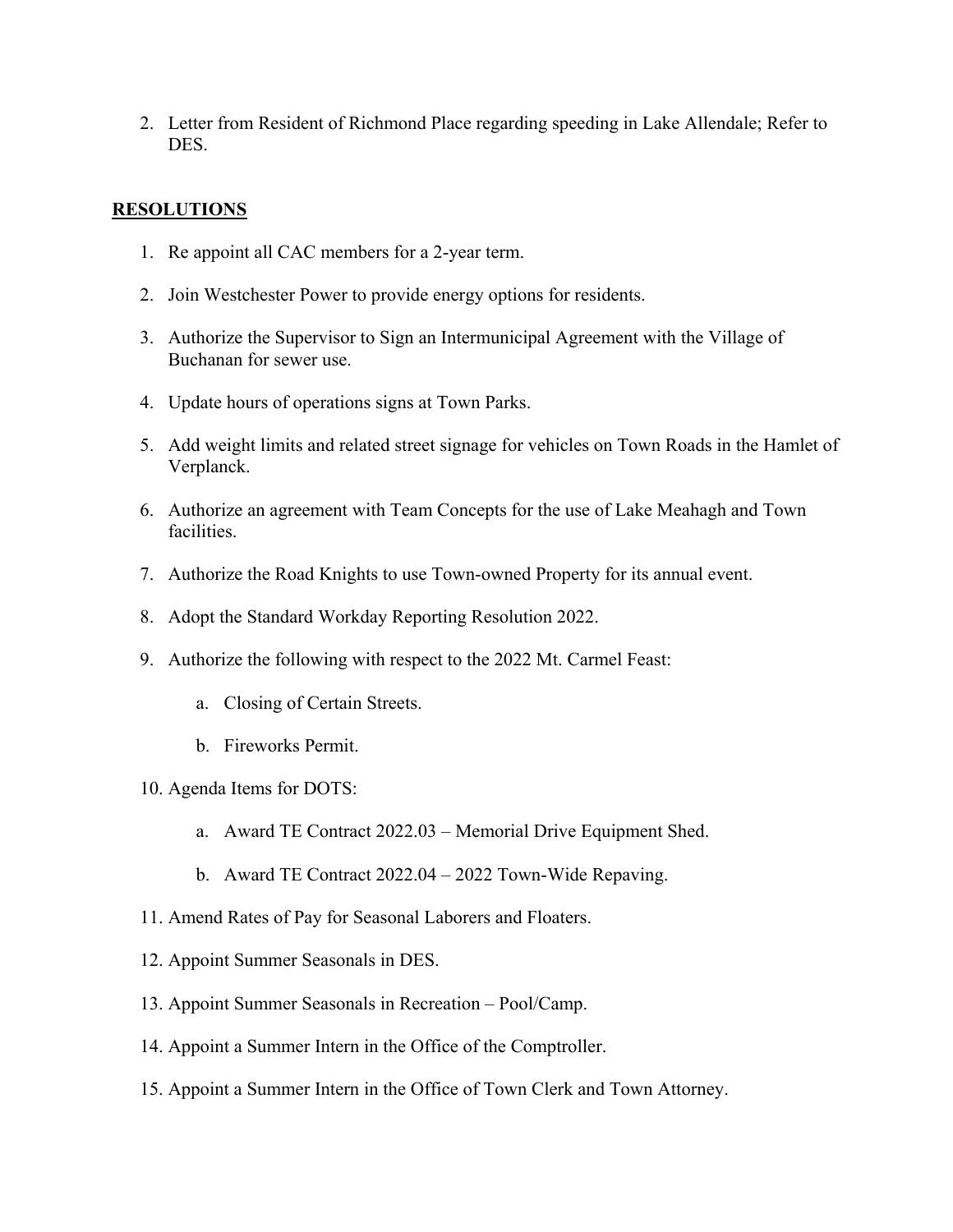2. Letter from Resident of Richmond Place regarding speeding in Lake Allendale; Refer to DES.

## RESOLUTIONS

1. Re appoint all CAC members for a 2-year term.

2. Join Westchester Power to provide energy options for residents.

3. Authorize the Supervisor to Sign an Intermunicipal Agreement with the Village of Buchanan for sewer use.

4. Update hours of operations signs at Town Parks.

5. Add weight limits and related street signage for vehicles on Town Roads in the Hamlet of Verplanck.

6. Authorize an agreement with Team Concepts for the use of Lake Meahagh and Town facilities.

7. Authorize the Road Knights to use Town-owned Property for its annual event.

8. Adopt the Standard Workday Reporting Resolution 2022.

9. Authorize the following with respect to the 2022 Mt. Carmel Feast:

    a. Closing of Certain Streets.

    b. Fireworks Permit.

10. Agenda Items for DOTS:

    a. Award TE Contract 2022.03 – Memorial Drive Equipment Shed.

    b. Award TE Contract 2022.04 – 2022 Town-Wide Repaving.

11. Amend Rates of Pay for Seasonal Laborers and Floaters.

12. Appoint Summer Seasonals in DES.

13. Appoint Summer Seasonals in Recreation – Pool/Camp.

14. Appoint a Summer Intern in the Office of the Comptroller.

15. Appoint a Summer Intern in the Office of Town Clerk and Town Attorney.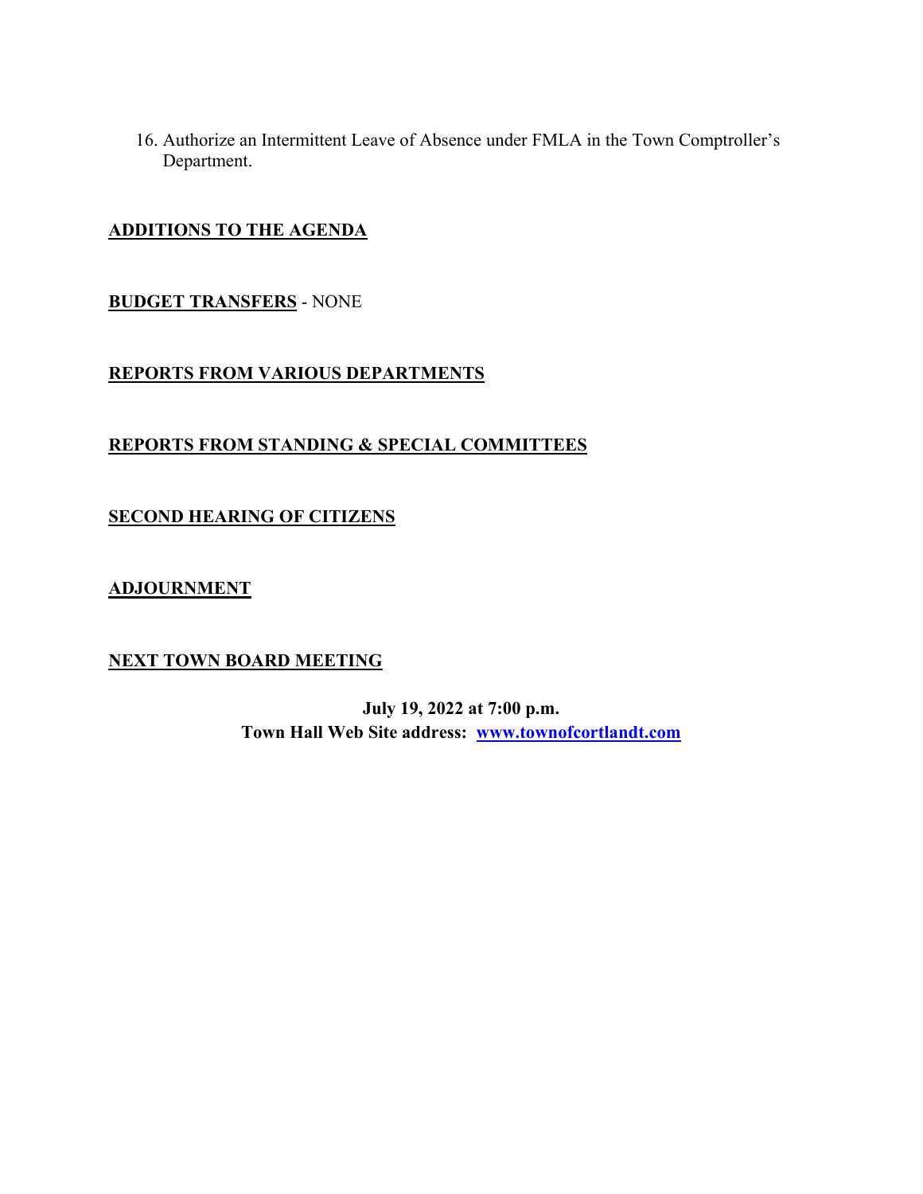16. Authorize an Intermittent Leave of Absence under FMLA in the Town Comptroller's Department.

## ADDITIONS TO THE AGENDA

## BUDGET TRANSFERS - NONE

## REPORTS FROM VARIOUS DEPARTMENTS

## REPORTS FROM STANDING & SPECIAL COMMITTEES

## SECOND HEARING OF CITIZENS

## ADJOURNMENT

## NEXT TOWN BOARD MEETING

**July 19, 2022 at 7:00 p.m.**
**Town Hall Web Site address: [www.townofcortlandt.com](http://www.townofcortlandt.com)**